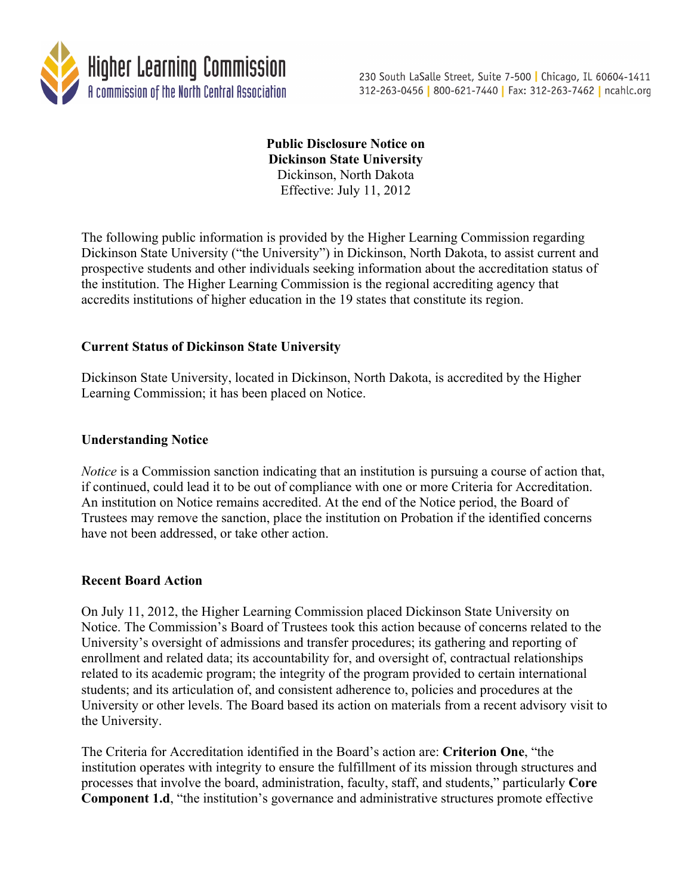Higher Learning Commission
A commission of the North Central Association

230 South LaSalle Street, Suite 7-500 | Chicago, IL 60604-1411
312-263-0456 | 800-621-7440 | Fax: 312-263-7462 | ncahlc.org

**Public Disclosure Notice on**
**Dickinson State University**
Dickinson, North Dakota
Effective: July 11, 2012

The following public information is provided by the Higher Learning Commission regarding Dickinson State University ("the University") in Dickinson, North Dakota, to assist current and prospective students and other individuals seeking information about the accreditation status of the institution. The Higher Learning Commission is the regional accrediting agency that accredits institutions of higher education in the 19 states that constitute its region.

## Current Status of Dickinson State University

Dickinson State University, located in Dickinson, North Dakota, is accredited by the Higher Learning Commission; it has been placed on Notice.

## Understanding Notice

*Notice* is a Commission sanction indicating that an institution is pursuing a course of action that, if continued, could lead it to be out of compliance with one or more Criteria for Accreditation. An institution on Notice remains accredited. At the end of the Notice period, the Board of Trustees may remove the sanction, place the institution on Probation if the identified concerns have not been addressed, or take other action.

## Recent Board Action

On July 11, 2012, the Higher Learning Commission placed Dickinson State University on Notice. The Commission's Board of Trustees took this action because of concerns related to the University's oversight of admissions and transfer procedures; its gathering and reporting of enrollment and related data; its accountability for, and oversight of, contractual relationships related to its academic program; the integrity of the program provided to certain international students; and its articulation of, and consistent adherence to, policies and procedures at the University or other levels. The Board based its action on materials from a recent advisory visit to the University.

The Criteria for Accreditation identified in the Board's action are: **Criterion One**, "the institution operates with integrity to ensure the fulfillment of its mission through structures and processes that involve the board, administration, faculty, staff, and students," particularly **Core Component 1.d**, "the institution's governance and administrative structures promote effective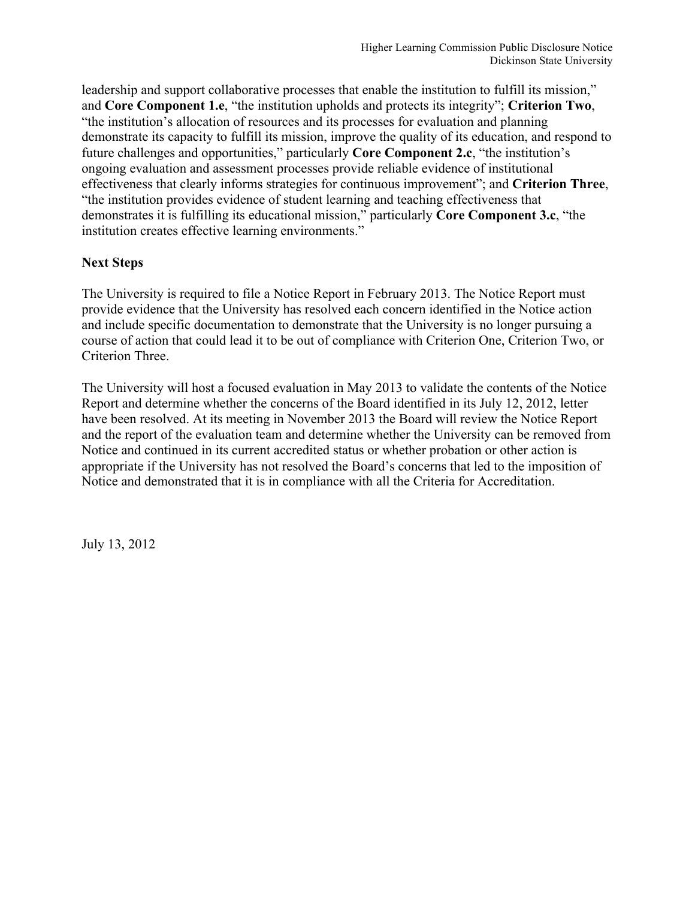leadership and support collaborative processes that enable the institution to fulfill its mission," and **Core Component 1.e**, "the institution upholds and protects its integrity"; **Criterion Two**, "the institution's allocation of resources and its processes for evaluation and planning demonstrate its capacity to fulfill its mission, improve the quality of its education, and respond to future challenges and opportunities," particularly **Core Component 2.c**, "the institution's ongoing evaluation and assessment processes provide reliable evidence of institutional effectiveness that clearly informs strategies for continuous improvement"; and **Criterion Three**, "the institution provides evidence of student learning and teaching effectiveness that demonstrates it is fulfilling its educational mission," particularly **Core Component 3.c**, "the institution creates effective learning environments."

**Next Steps**

The University is required to file a Notice Report in February 2013. The Notice Report must provide evidence that the University has resolved each concern identified in the Notice action and include specific documentation to demonstrate that the University is no longer pursuing a course of action that could lead it to be out of compliance with Criterion One, Criterion Two, or Criterion Three.

The University will host a focused evaluation in May 2013 to validate the contents of the Notice Report and determine whether the concerns of the Board identified in its July 12, 2012, letter have been resolved. At its meeting in November 2013 the Board will review the Notice Report and the report of the evaluation team and determine whether the University can be removed from Notice and continued in its current accredited status or whether probation or other action is appropriate if the University has not resolved the Board's concerns that led to the imposition of Notice and demonstrated that it is in compliance with all the Criteria for Accreditation.

July 13, 2012